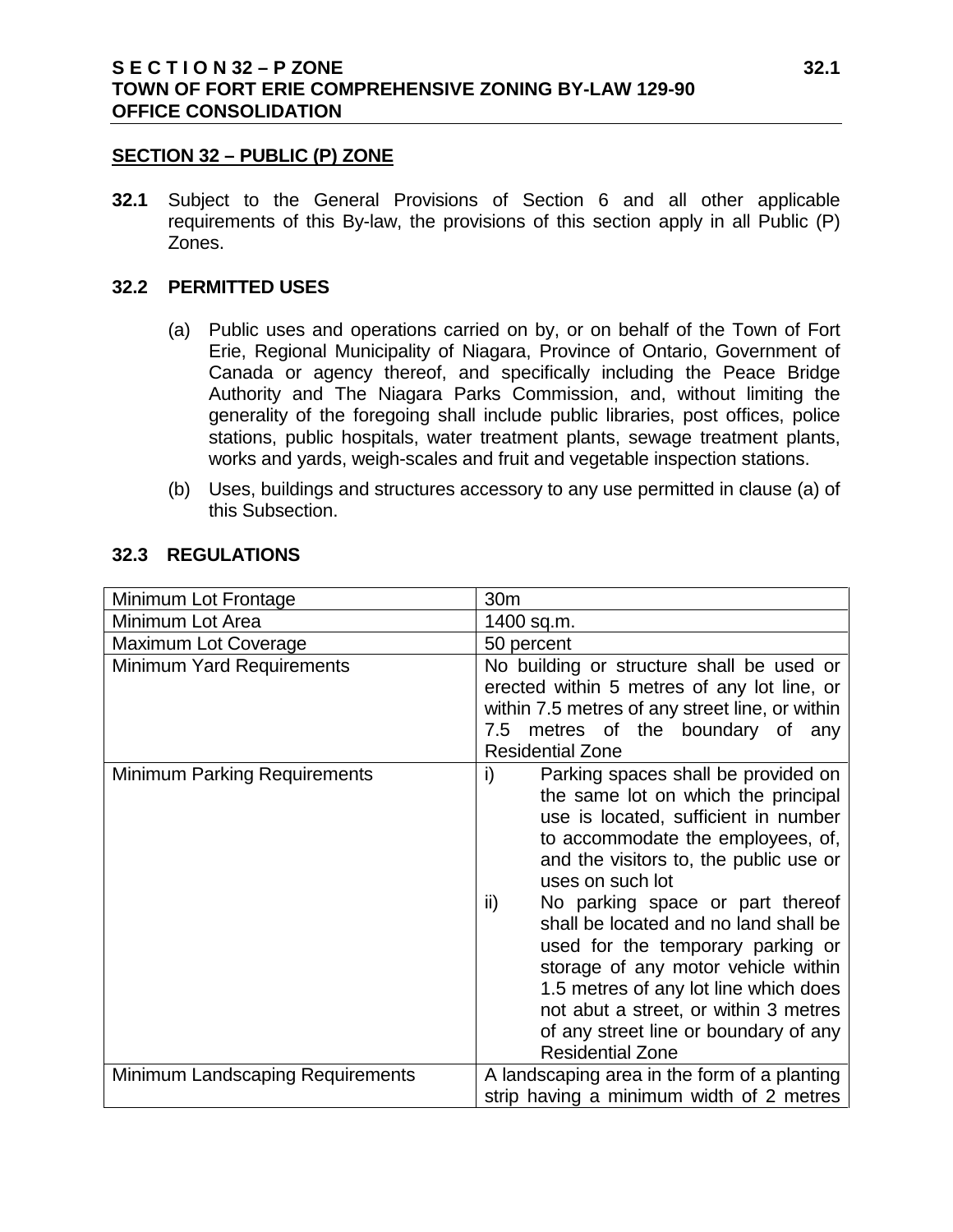## SECTION 32 – PUBLIC (P) ZONE

**32.1** Subject to the General Provisions of Section 6 and all other applicable requirements of this By-law, the provisions of this section apply in all Public (P) Zones.

### 32.2 PERMITTED USES

(a) Public uses and operations carried on by, or on behalf of the Town of Fort Erie, Regional Municipality of Niagara, Province of Ontario, Government of Canada or agency thereof, and specifically including the Peace Bridge Authority and The Niagara Parks Commission, and, without limiting the generality of the foregoing shall include public libraries, post offices, police stations, public hospitals, water treatment plants, sewage treatment plants, works and yards, weigh-scales and fruit and vegetable inspection stations.

(b) Uses, buildings and structures accessory to any use permitted in clause (a) of this Subsection.

### 32.3 REGULATIONS

| | |
|---|---|
| Minimum Lot Frontage | 30m |
| Minimum Lot Area | 1400 sq.m. |
| Maximum Lot Coverage | 50 percent |
| Minimum Yard Requirements | No building or structure shall be used or erected within 5 metres of any lot line, or within 7.5 metres of any street line, or within 7.5 metres of the boundary of any Residential Zone |
| Minimum Parking Requirements | i) Parking spaces shall be provided on the same lot on which the principal use is located, sufficient in number to accommodate the employees, of, and the visitors to, the public use or uses on such lot<br>ii) No parking space or part thereof shall be located and no land shall be used for the temporary parking or storage of any motor vehicle within 1.5 metres of any lot line which does not abut a street, or within 3 metres of any street line or boundary of any Residential Zone |
| Minimum Landscaping Requirements | A landscaping area in the form of a planting strip having a minimum width of 2 metres |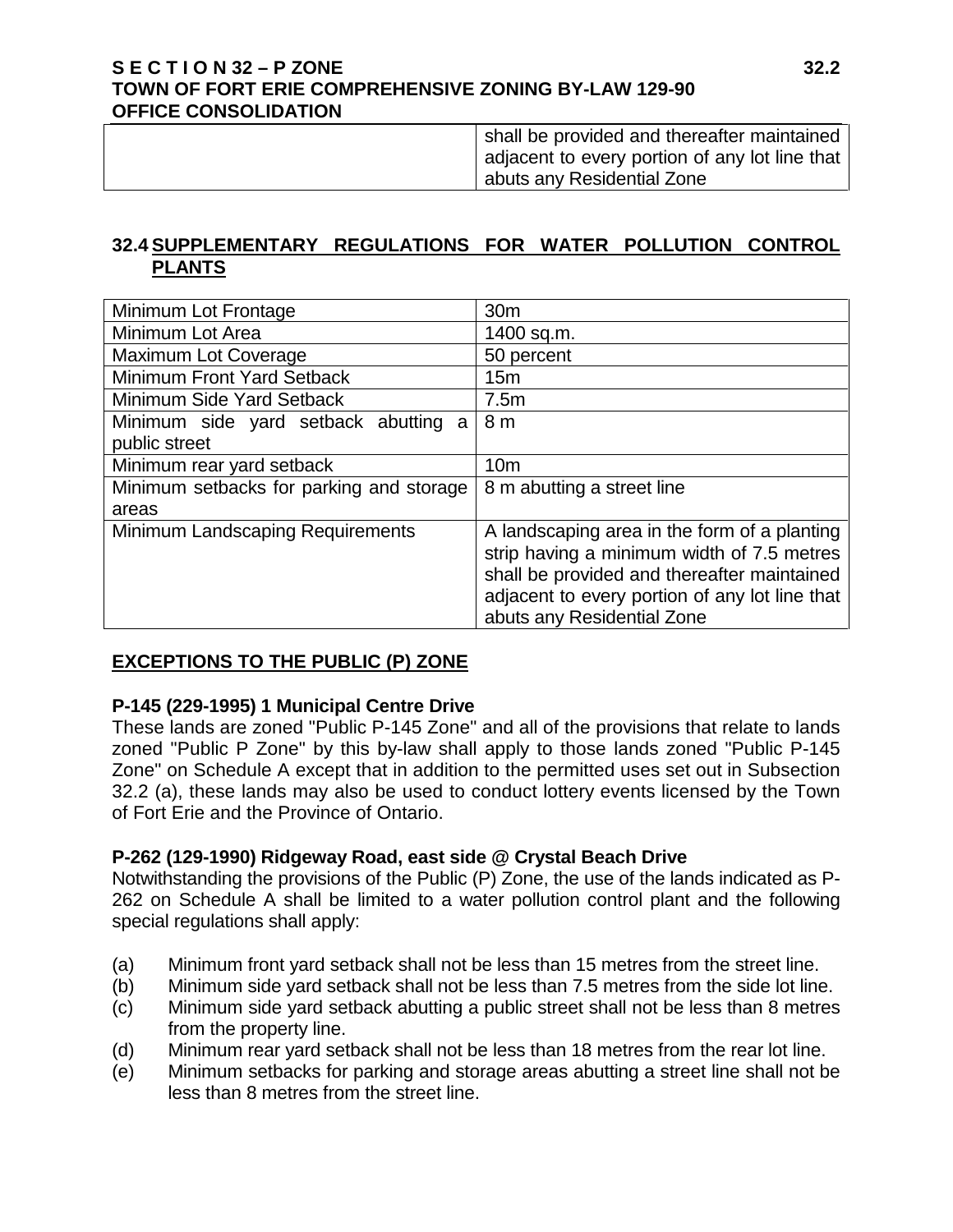| | |
|---|---|
| | shall be provided and thereafter maintained adjacent to every portion of any lot line that abuts any Residential Zone |

## 32.4 SUPPLEMENTARY REGULATIONS FOR WATER POLLUTION CONTROL PLANTS

| | |
|---|---|
| Minimum Lot Frontage | 30m |
| Minimum Lot Area | 1400 sq.m. |
| Maximum Lot Coverage | 50 percent |
| Minimum Front Yard Setback | 15m |
| Minimum Side Yard Setback | 7.5m |
| Minimum side yard setback abutting a public street | 8 m |
| Minimum rear yard setback | 10m |
| Minimum setbacks for parking and storage areas | 8 m abutting a street line |
| Minimum Landscaping Requirements | A landscaping area in the form of a planting strip having a minimum width of 7.5 metres shall be provided and thereafter maintained adjacent to every portion of any lot line that abuts any Residential Zone |

## EXCEPTIONS TO THE PUBLIC (P) ZONE

**P-145 (229-1995) 1 Municipal Centre Drive**

These lands are zoned "Public P-145 Zone" and all of the provisions that relate to lands zoned "Public P Zone" by this by-law shall apply to those lands zoned "Public P-145 Zone" on Schedule A except that in addition to the permitted uses set out in Subsection 32.2 (a), these lands may also be used to conduct lottery events licensed by the Town of Fort Erie and the Province of Ontario.

**P-262 (129-1990) Ridgeway Road, east side @ Crystal Beach Drive**

Notwithstanding the provisions of the Public (P) Zone, the use of the lands indicated as P-262 on Schedule A shall be limited to a water pollution control plant and the following special regulations shall apply:

(a) Minimum front yard setback shall not be less than 15 metres from the street line.

(b) Minimum side yard setback shall not be less than 7.5 metres from the side lot line.

(c) Minimum side yard setback abutting a public street shall not be less than 8 metres from the property line.

(d) Minimum rear yard setback shall not be less than 18 metres from the rear lot line.

(e) Minimum setbacks for parking and storage areas abutting a street line shall not be less than 8 metres from the street line.